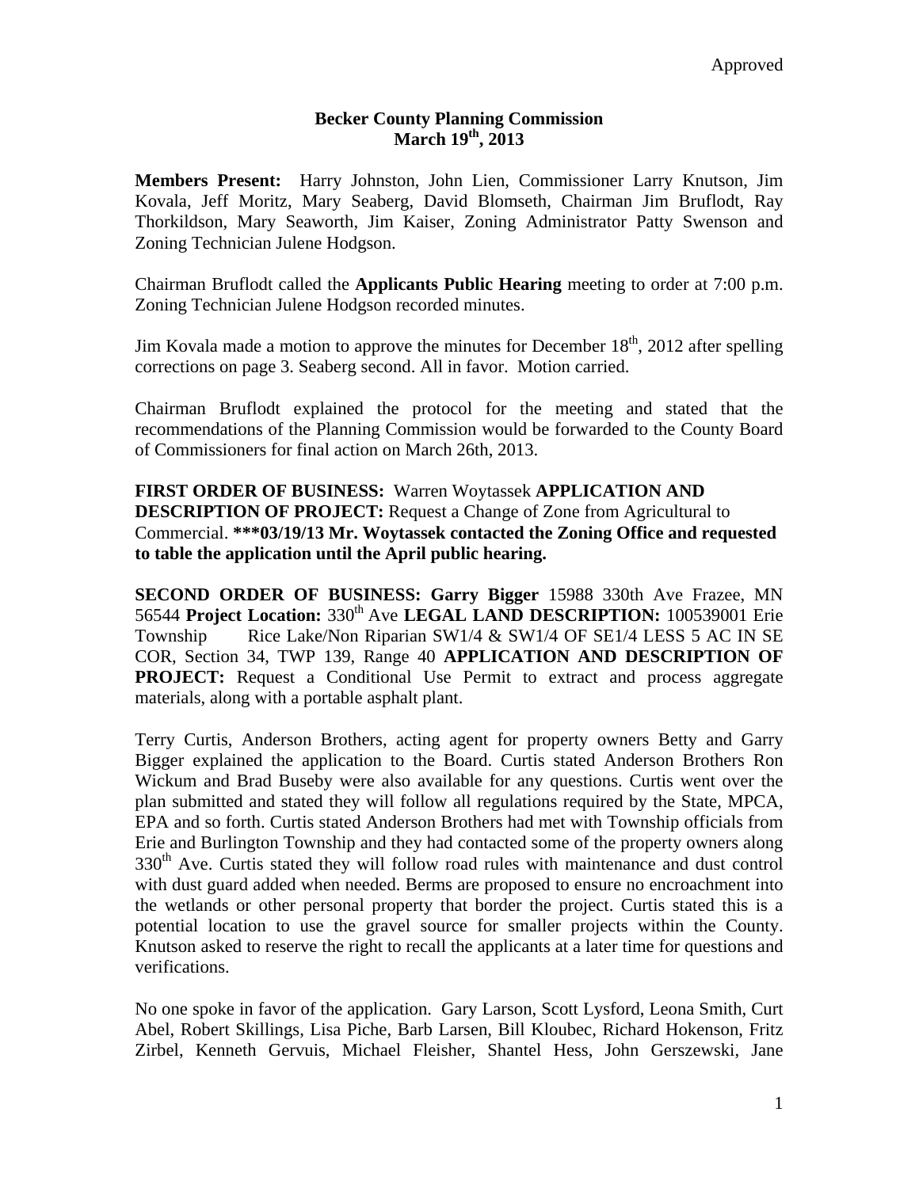Approved

**Becker County Planning Commission**
**March 19th, 2013**

**Members Present:** Harry Johnston, John Lien, Commissioner Larry Knutson, Jim Kovala, Jeff Moritz, Mary Seaberg, David Blomseth, Chairman Jim Bruflodt, Ray Thorkildson, Mary Seaworth, Jim Kaiser, Zoning Administrator Patty Swenson and Zoning Technician Julene Hodgson.

Chairman Bruflodt called the **Applicants Public Hearing** meeting to order at 7:00 p.m. Zoning Technician Julene Hodgson recorded minutes.

Jim Kovala made a motion to approve the minutes for December 18th, 2012 after spelling corrections on page 3. Seaberg second. All in favor. Motion carried.

Chairman Bruflodt explained the protocol for the meeting and stated that the recommendations of the Planning Commission would be forwarded to the County Board of Commissioners for final action on March 26th, 2013.

**FIRST ORDER OF BUSINESS:** Warren Woytassek **APPLICATION AND DESCRIPTION OF PROJECT:** Request a Change of Zone from Agricultural to Commercial. **\*\*\*03/19/13 Mr. Woytassek contacted the Zoning Office and requested to table the application until the April public hearing.**

**SECOND ORDER OF BUSINESS: Garry Bigger** 15988 330th Ave Frazee, MN 56544 **Project Location:** 330th Ave **LEGAL LAND DESCRIPTION:** 100539001 Erie Township Rice Lake/Non Riparian SW1/4 & SW1/4 OF SE1/4 LESS 5 AC IN SE COR, Section 34, TWP 139, Range 40 **APPLICATION AND DESCRIPTION OF PROJECT:** Request a Conditional Use Permit to extract and process aggregate materials, along with a portable asphalt plant.

Terry Curtis, Anderson Brothers, acting agent for property owners Betty and Garry Bigger explained the application to the Board. Curtis stated Anderson Brothers Ron Wickum and Brad Buseby were also available for any questions. Curtis went over the plan submitted and stated they will follow all regulations required by the State, MPCA, EPA and so forth. Curtis stated Anderson Brothers had met with Township officials from Erie and Burlington Township and they had contacted some of the property owners along 330th Ave. Curtis stated they will follow road rules with maintenance and dust control with dust guard added when needed. Berms are proposed to ensure no encroachment into the wetlands or other personal property that border the project. Curtis stated this is a potential location to use the gravel source for smaller projects within the County. Knutson asked to reserve the right to recall the applicants at a later time for questions and verifications.

No one spoke in favor of the application. Gary Larson, Scott Lysford, Leona Smith, Curt Abel, Robert Skillings, Lisa Piche, Barb Larsen, Bill Kloubec, Richard Hokenson, Fritz Zirbel, Kenneth Gervuis, Michael Fleisher, Shantel Hess, John Gerszewski, Jane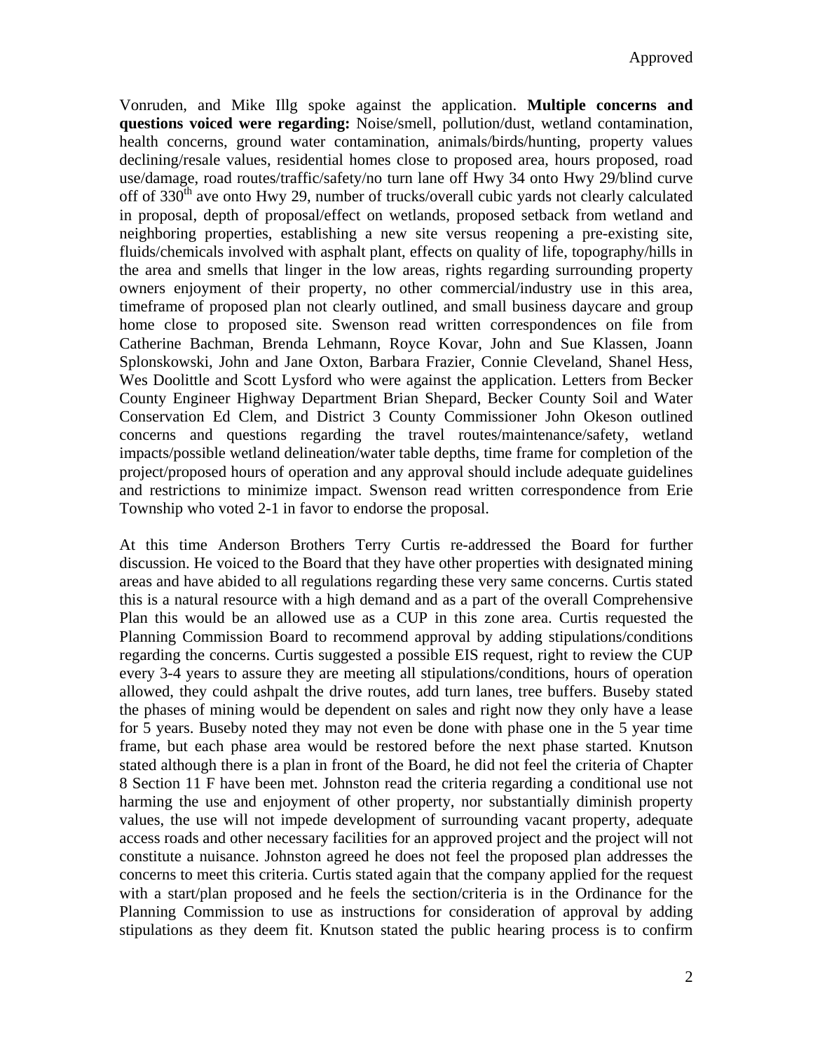Vonruden, and Mike Illg spoke against the application. **Multiple concerns and questions voiced were regarding:** Noise/smell, pollution/dust, wetland contamination, health concerns, ground water contamination, animals/birds/hunting, property values declining/resale values, residential homes close to proposed area, hours proposed, road use/damage, road routes/traffic/safety/no turn lane off Hwy 34 onto Hwy 29/blind curve off of 330th ave onto Hwy 29, number of trucks/overall cubic yards not clearly calculated in proposal, depth of proposal/effect on wetlands, proposed setback from wetland and neighboring properties, establishing a new site versus reopening a pre-existing site, fluids/chemicals involved with asphalt plant, effects on quality of life, topography/hills in the area and smells that linger in the low areas, rights regarding surrounding property owners enjoyment of their property, no other commercial/industry use in this area, timeframe of proposed plan not clearly outlined, and small business daycare and group home close to proposed site. Swenson read written correspondences on file from Catherine Bachman, Brenda Lehmann, Royce Kovar, John and Sue Klassen, Joann Splonskowski, John and Jane Oxton, Barbara Frazier, Connie Cleveland, Shanel Hess, Wes Doolittle and Scott Lysford who were against the application. Letters from Becker County Engineer Highway Department Brian Shepard, Becker County Soil and Water Conservation Ed Clem, and District 3 County Commissioner John Okeson outlined concerns and questions regarding the travel routes/maintenance/safety, wetland impacts/possible wetland delineation/water table depths, time frame for completion of the project/proposed hours of operation and any approval should include adequate guidelines and restrictions to minimize impact. Swenson read written correspondence from Erie Township who voted 2-1 in favor to endorse the proposal.

At this time Anderson Brothers Terry Curtis re-addressed the Board for further discussion. He voiced to the Board that they have other properties with designated mining areas and have abided to all regulations regarding these very same concerns. Curtis stated this is a natural resource with a high demand and as a part of the overall Comprehensive Plan this would be an allowed use as a CUP in this zone area. Curtis requested the Planning Commission Board to recommend approval by adding stipulations/conditions regarding the concerns. Curtis suggested a possible EIS request, right to review the CUP every 3-4 years to assure they are meeting all stipulations/conditions, hours of operation allowed, they could ashpalt the drive routes, add turn lanes, tree buffers. Buseby stated the phases of mining would be dependent on sales and right now they only have a lease for 5 years. Buseby noted they may not even be done with phase one in the 5 year time frame, but each phase area would be restored before the next phase started. Knutson stated although there is a plan in front of the Board, he did not feel the criteria of Chapter 8 Section 11 F have been met. Johnston read the criteria regarding a conditional use not harming the use and enjoyment of other property, nor substantially diminish property values, the use will not impede development of surrounding vacant property, adequate access roads and other necessary facilities for an approved project and the project will not constitute a nuisance. Johnston agreed he does not feel the proposed plan addresses the concerns to meet this criteria. Curtis stated again that the company applied for the request with a start/plan proposed and he feels the section/criteria is in the Ordinance for the Planning Commission to use as instructions for consideration of approval by adding stipulations as they deem fit. Knutson stated the public hearing process is to confirm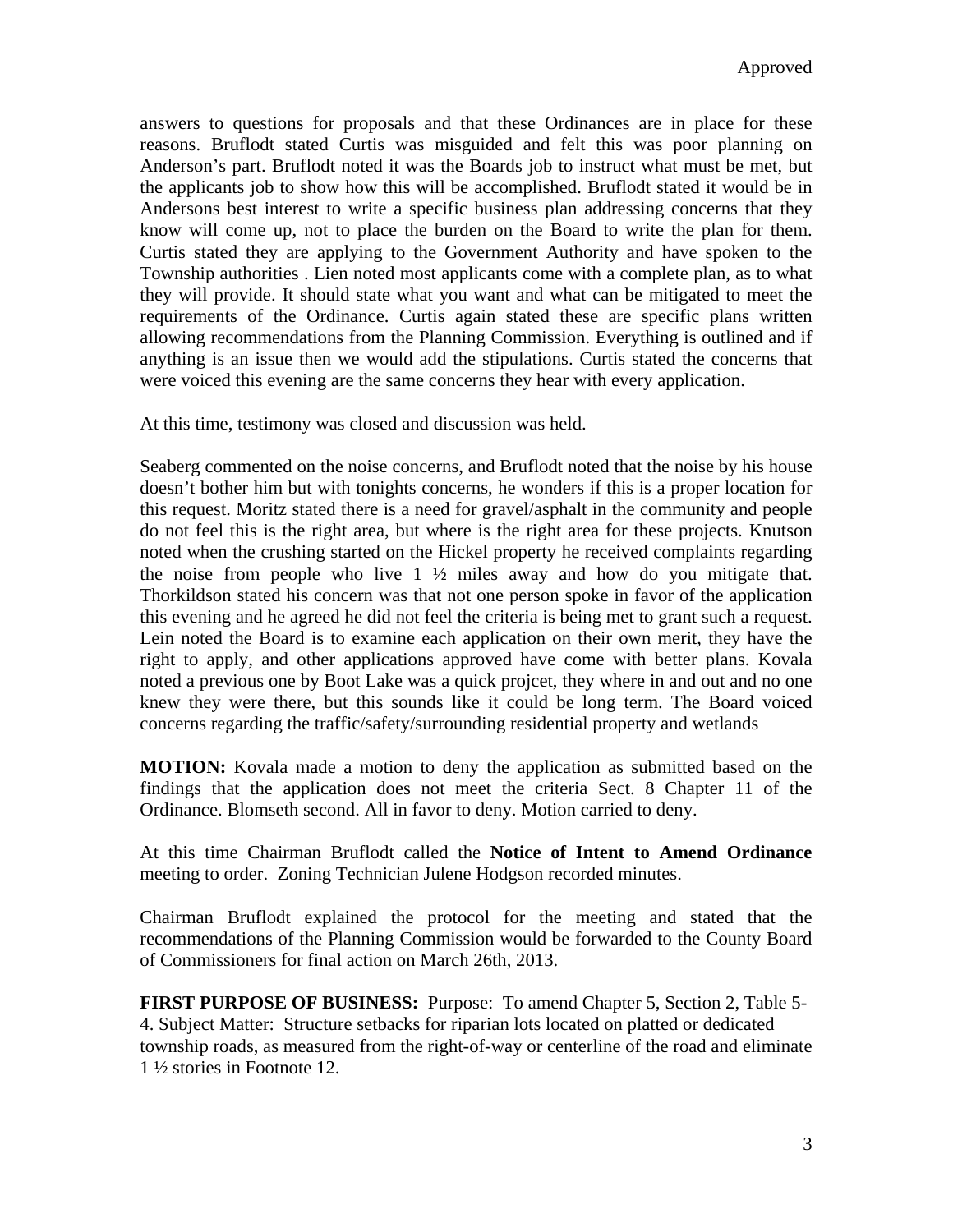answers to questions for proposals and that these Ordinances are in place for these reasons. Bruflodt stated Curtis was misguided and felt this was poor planning on Anderson's part. Bruflodt noted it was the Boards job to instruct what must be met, but the applicants job to show how this will be accomplished. Bruflodt stated it would be in Andersons best interest to write a specific business plan addressing concerns that they know will come up, not to place the burden on the Board to write the plan for them. Curtis stated they are applying to the Government Authority and have spoken to the Township authorities . Lien noted most applicants come with a complete plan, as to what they will provide. It should state what you want and what can be mitigated to meet the requirements of the Ordinance. Curtis again stated these are specific plans written allowing recommendations from the Planning Commission. Everything is outlined and if anything is an issue then we would add the stipulations. Curtis stated the concerns that were voiced this evening are the same concerns they hear with every application.

At this time, testimony was closed and discussion was held.

Seaberg commented on the noise concerns, and Bruflodt noted that the noise by his house doesn't bother him but with tonights concerns, he wonders if this is a proper location for this request. Moritz stated there is a need for gravel/asphalt in the community and people do not feel this is the right area, but where is the right area for these projects. Knutson noted when the crushing started on the Hickel property he received complaints regarding the noise from people who live 1 ½ miles away and how do you mitigate that. Thorkildson stated his concern was that not one person spoke in favor of the application this evening and he agreed he did not feel the criteria is being met to grant such a request. Lein noted the Board is to examine each application on their own merit, they have the right to apply, and other applications approved have come with better plans. Kovala noted a previous one by Boot Lake was a quick projcet, they where in and out and no one knew they were there, but this sounds like it could be long term. The Board voiced concerns regarding the traffic/safety/surrounding residential property and wetlands

**MOTION:** Kovala made a motion to deny the application as submitted based on the findings that the application does not meet the criteria Sect. 8 Chapter 11 of the Ordinance. Blomseth second. All in favor to deny. Motion carried to deny.

At this time Chairman Bruflodt called the **Notice of Intent to Amend Ordinance** meeting to order. Zoning Technician Julene Hodgson recorded minutes.

Chairman Bruflodt explained the protocol for the meeting and stated that the recommendations of the Planning Commission would be forwarded to the County Board of Commissioners for final action on March 26th, 2013.

**FIRST PURPOSE OF BUSINESS:** Purpose: To amend Chapter 5, Section 2, Table 5-4. Subject Matter: Structure setbacks for riparian lots located on platted or dedicated township roads, as measured from the right-of-way or centerline of the road and eliminate 1 ½ stories in Footnote 12.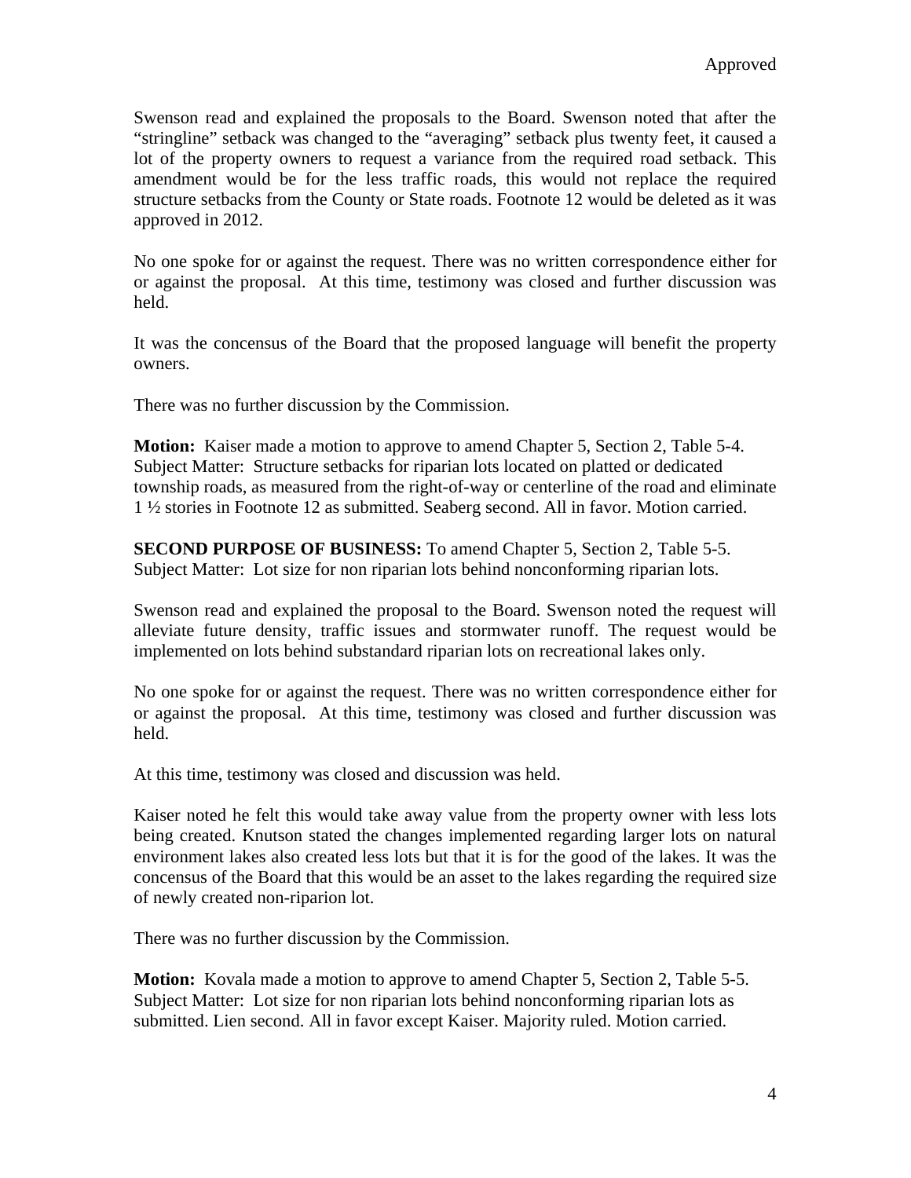Approved

Swenson read and explained the proposals to the Board. Swenson noted that after the "stringline" setback was changed to the "averaging" setback plus twenty feet, it caused a lot of the property owners to request a variance from the required road setback. This amendment would be for the less traffic roads, this would not replace the required structure setbacks from the County or State roads. Footnote 12 would be deleted as it was approved in 2012.

No one spoke for or against the request. There was no written correspondence either for or against the proposal. At this time, testimony was closed and further discussion was held.

It was the concensus of the Board that the proposed language will benefit the property owners.

There was no further discussion by the Commission.

**Motion:** Kaiser made a motion to approve to amend Chapter 5, Section 2, Table 5-4. Subject Matter: Structure setbacks for riparian lots located on platted or dedicated township roads, as measured from the right-of-way or centerline of the road and eliminate 1 ½ stories in Footnote 12 as submitted. Seaberg second. All in favor. Motion carried.

**SECOND PURPOSE OF BUSINESS:** To amend Chapter 5, Section 2, Table 5-5. Subject Matter: Lot size for non riparian lots behind nonconforming riparian lots.

Swenson read and explained the proposal to the Board. Swenson noted the request will alleviate future density, traffic issues and stormwater runoff. The request would be implemented on lots behind substandard riparian lots on recreational lakes only.

No one spoke for or against the request. There was no written correspondence either for or against the proposal. At this time, testimony was closed and further discussion was held.

At this time, testimony was closed and discussion was held.

Kaiser noted he felt this would take away value from the property owner with less lots being created. Knutson stated the changes implemented regarding larger lots on natural environment lakes also created less lots but that it is for the good of the lakes. It was the concensus of the Board that this would be an asset to the lakes regarding the required size of newly created non-riparion lot.

There was no further discussion by the Commission.

**Motion:** Kovala made a motion to approve to amend Chapter 5, Section 2, Table 5-5. Subject Matter: Lot size for non riparian lots behind nonconforming riparian lots as submitted. Lien second. All in favor except Kaiser. Majority ruled. Motion carried.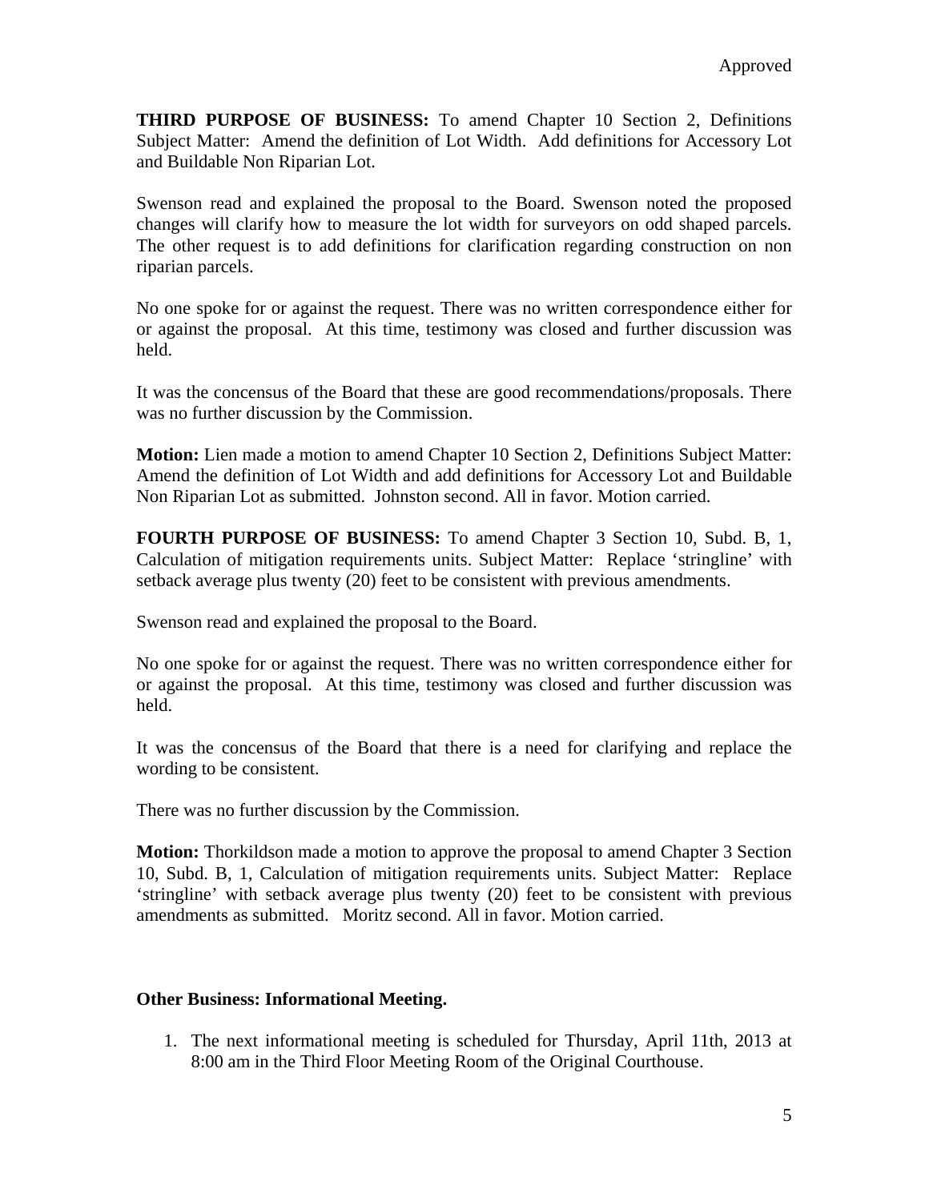Approved

**THIRD PURPOSE OF BUSINESS:** To amend Chapter 10 Section 2, Definitions Subject Matter: Amend the definition of Lot Width. Add definitions for Accessory Lot and Buildable Non Riparian Lot.

Swenson read and explained the proposal to the Board. Swenson noted the proposed changes will clarify how to measure the lot width for surveyors on odd shaped parcels. The other request is to add definitions for clarification regarding construction on non riparian parcels.

No one spoke for or against the request. There was no written correspondence either for or against the proposal. At this time, testimony was closed and further discussion was held.

It was the concensus of the Board that these are good recommendations/proposals. There was no further discussion by the Commission.

**Motion:** Lien made a motion to amend Chapter 10 Section 2, Definitions Subject Matter: Amend the definition of Lot Width and add definitions for Accessory Lot and Buildable Non Riparian Lot as submitted. Johnston second. All in favor. Motion carried.

**FOURTH PURPOSE OF BUSINESS:** To amend Chapter 3 Section 10, Subd. B, 1, Calculation of mitigation requirements units. Subject Matter: Replace 'stringline' with setback average plus twenty (20) feet to be consistent with previous amendments.

Swenson read and explained the proposal to the Board.

No one spoke for or against the request. There was no written correspondence either for or against the proposal. At this time, testimony was closed and further discussion was held.

It was the concensus of the Board that there is a need for clarifying and replace the wording to be consistent.

There was no further discussion by the Commission.

**Motion:** Thorkildson made a motion to approve the proposal to amend Chapter 3 Section 10, Subd. B, 1, Calculation of mitigation requirements units. Subject Matter: Replace 'stringline' with setback average plus twenty (20) feet to be consistent with previous amendments as submitted. Moritz second. All in favor. Motion carried.

**Other Business: Informational Meeting.**

1. The next informational meeting is scheduled for Thursday, April 11th, 2013 at 8:00 am in the Third Floor Meeting Room of the Original Courthouse.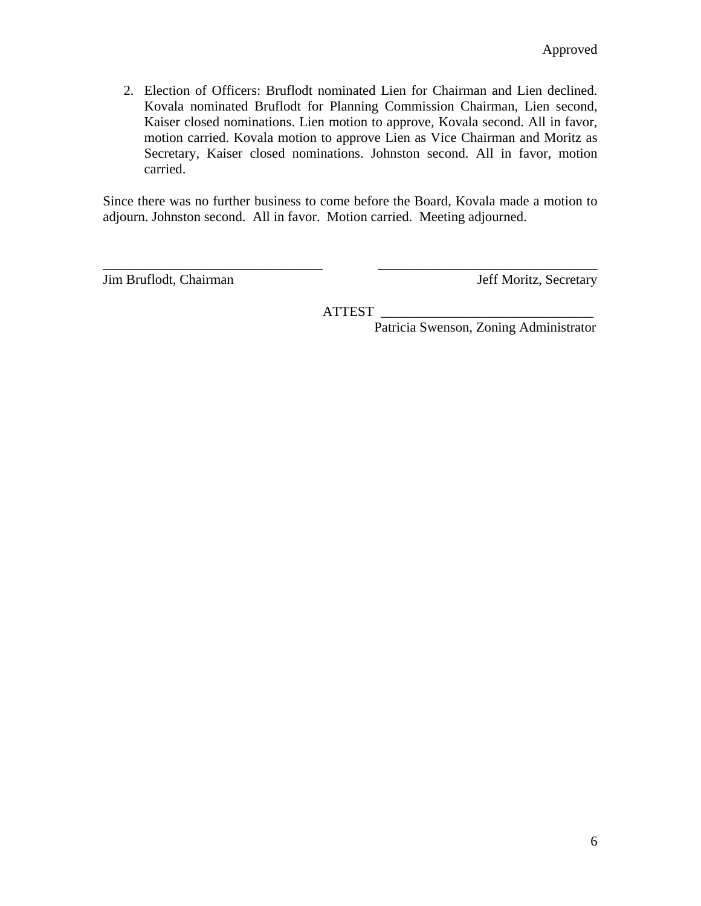Approved

2. Election of Officers: Bruflodt nominated Lien for Chairman and Lien declined. Kovala nominated Bruflodt for Planning Commission Chairman, Lien second, Kaiser closed nominations. Lien motion to approve, Kovala second. All in favor, motion carried. Kovala motion to approve Lien as Vice Chairman and Moritz as Secretary, Kaiser closed nominations. Johnston second. All in favor, motion carried.

Since there was no further business to come before the Board, Kovala made a motion to adjourn. Johnston second. All in favor. Motion carried. Meeting adjourned.

______________________________ ______________________________

Jim Bruflodt, Chairman Jeff Moritz, Secretary

ATTEST ______________________________

Patricia Swenson, Zoning Administrator